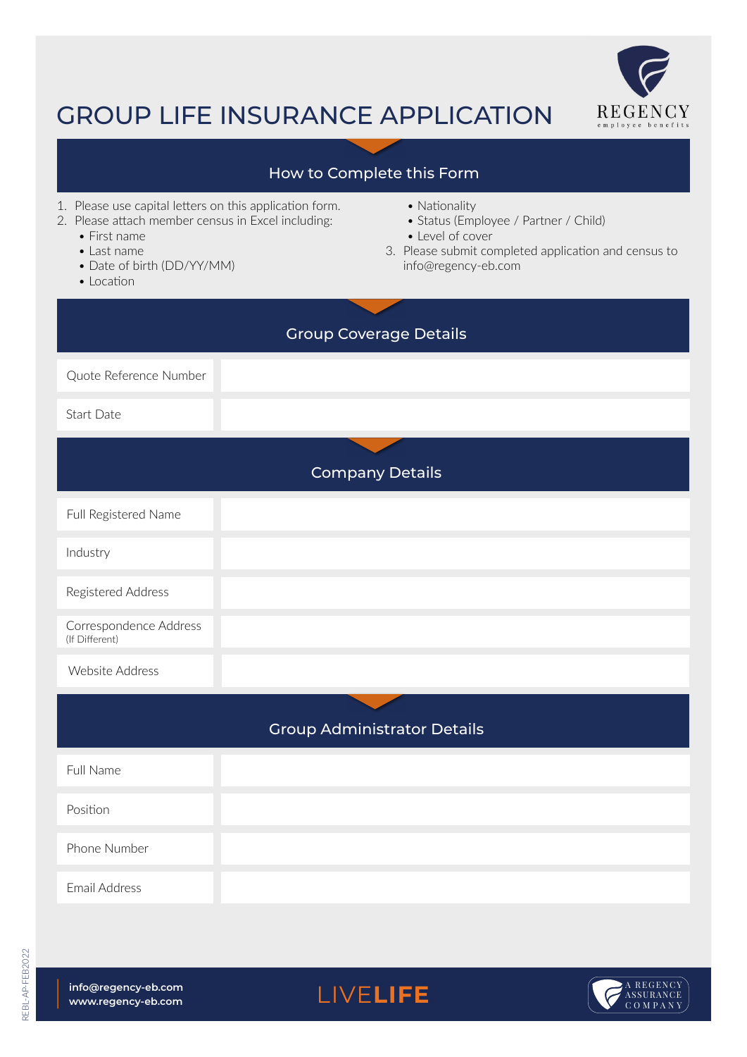# GROUP LIFE INSURANCE APPLICATION

REGENCY
employee benefits

## How to Complete this Form

1. Please use capital letters on this application form.
2. Please attach member census in Excel including:
   - First name
   - Last name
   - Date of birth (DD/YY/MM)
   - Location
   - Nationality
   - Status (Employee / Partner / Child)
   - Level of cover
3. Please submit completed application and census to info@regency-eb.com

## Group Coverage Details

| | |
|---|---|
| Quote Reference Number | |
| Start Date | |

## Company Details

| | |
|---|---|
| Full Registered Name | |
| Industry | |
| Registered Address | |
| Correspondence Address (If Different) | |
| Website Address | |

## Group Administrator Details

| | |
|---|---|
| Full Name | |
| Position | |
| Phone Number | |
| Email Address | |

**info@regency-eb.com**
**www.regency-eb.com**

LIVE**LIFE**

A REGENCY ASSURANCE COMPANY

REBL-AP-FEB2022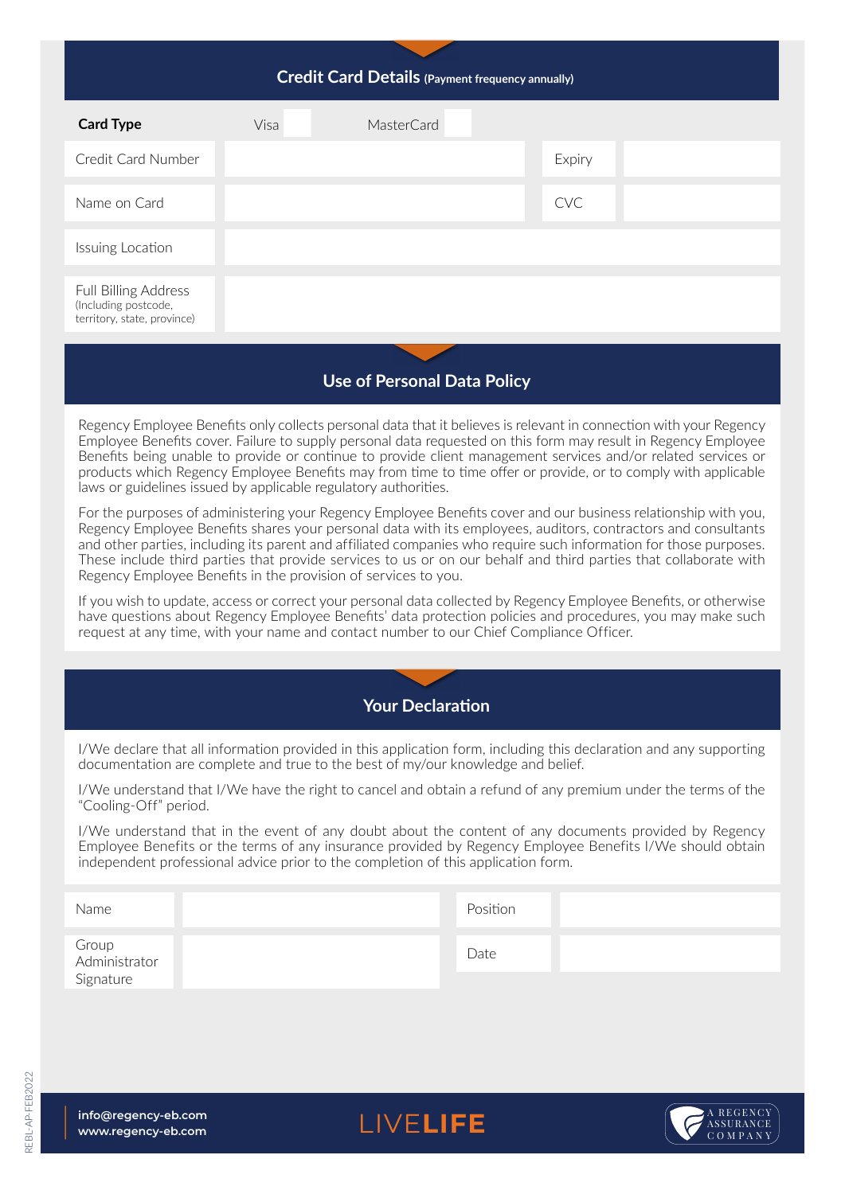## Credit Card Details (Payment frequency annually)

| | | | |
|---|---|---|---|
| **Card Type** | Visa ☐ | MasterCard ☐ | |
| Credit Card Number | | Expiry | |
| Name on Card | | CVC | |
| Issuing Location | | | |
| Full Billing Address (Including postcode, territory, state, province) | | | |

## Use of Personal Data Policy

Regency Employee Benefits only collects personal data that it believes is relevant in connection with your Regency Employee Benefits cover. Failure to supply personal data requested on this form may result in Regency Employee Benefits being unable to provide or continue to provide client management services and/or related services or products which Regency Employee Benefits may from time to time offer or provide, or to comply with applicable laws or guidelines issued by applicable regulatory authorities.

For the purposes of administering your Regency Employee Benefits cover and our business relationship with you, Regency Employee Benefits shares your personal data with its employees, auditors, contractors and consultants and other parties, including its parent and affiliated companies who require such information for those purposes. These include third parties that provide services to us or on our behalf and third parties that collaborate with Regency Employee Benefits in the provision of services to you.

If you wish to update, access or correct your personal data collected by Regency Employee Benefits, or otherwise have questions about Regency Employee Benefits' data protection policies and procedures, you may make such request at any time, with your name and contact number to our Chief Compliance Officer.

## Your Declaration

I/We declare that all information provided in this application form, including this declaration and any supporting documentation are complete and true to the best of my/our knowledge and belief.

I/We understand that I/We have the right to cancel and obtain a refund of any premium under the terms of the "Cooling-Off" period.

I/We understand that in the event of any doubt about the content of any documents provided by Regency Employee Benefits or the terms of any insurance provided by Regency Employee Benefits I/We should obtain independent professional advice prior to the completion of this application form.

| | | | |
|---|---|---|---|
| Name | | Position | |
| Group Administrator Signature | | Date | |

info@regency-eb.com
www.regency-eb.com

LIVELIFE

A REGENCY ASSURANCE COMPANY

REBL-AP-FEB2022